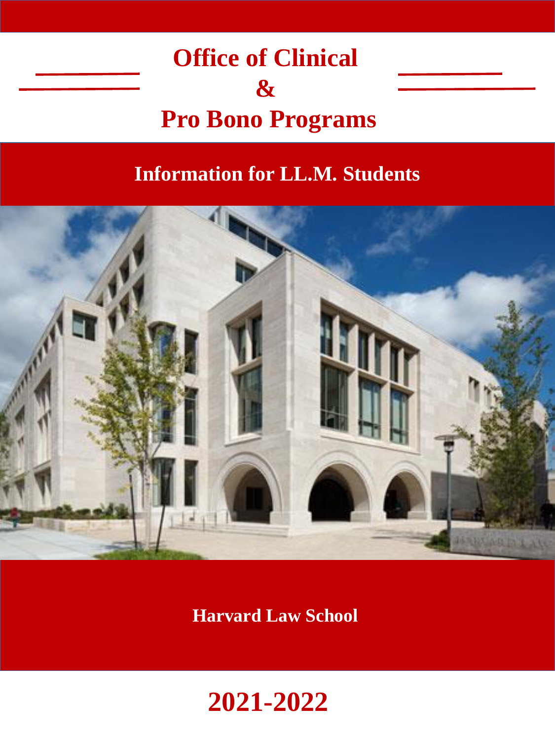# Office of Clinical & Pro Bono Programs

## Information for LL.M. Students

**Harvard Law School**

# 2021-2022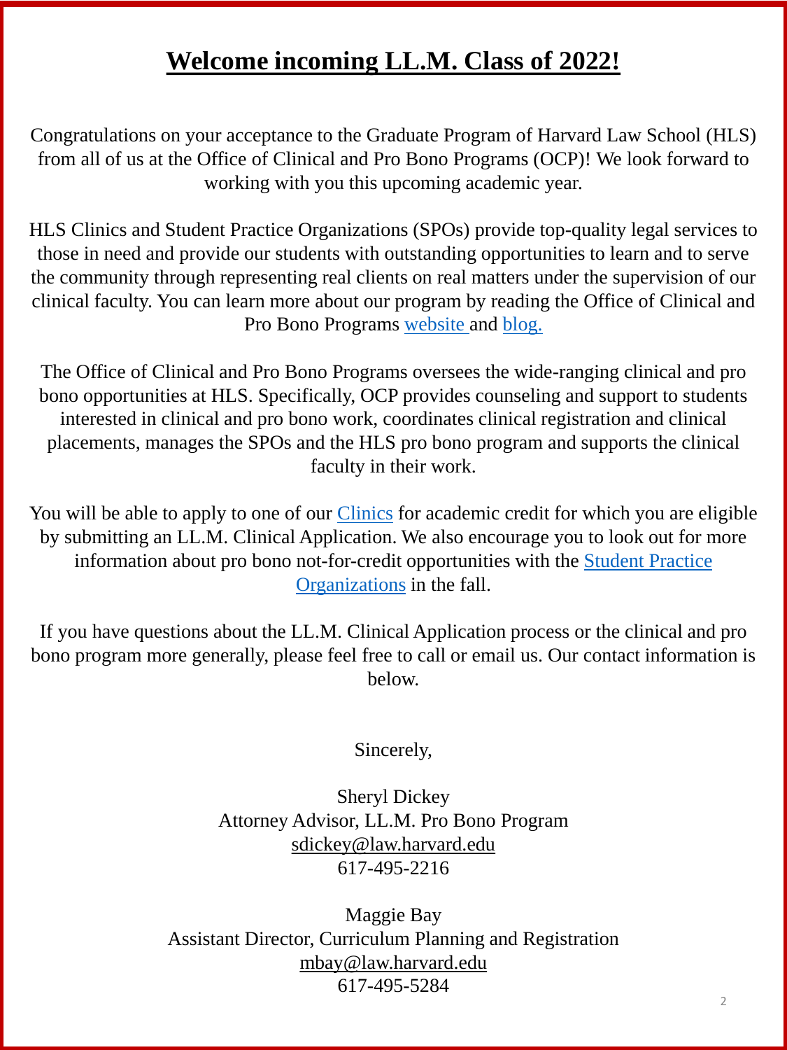# Welcome incoming LL.M. Class of 2022!

Congratulations on your acceptance to the Graduate Program of Harvard Law School (HLS) from all of us at the Office of Clinical and Pro Bono Programs (OCP)! We look forward to working with you this upcoming academic year.

HLS Clinics and Student Practice Organizations (SPOs) provide top-quality legal services to those in need and provide our students with outstanding opportunities to learn and to serve the community through representing real clients on real matters under the supervision of our clinical faculty. You can learn more about our program by reading the Office of Clinical and Pro Bono Programs website and blog.

The Office of Clinical and Pro Bono Programs oversees the wide-ranging clinical and pro bono opportunities at HLS. Specifically, OCP provides counseling and support to students interested in clinical and pro bono work, coordinates clinical registration and clinical placements, manages the SPOs and the HLS pro bono program and supports the clinical faculty in their work.

You will be able to apply to one of our Clinics for academic credit for which you are eligible by submitting an LL.M. Clinical Application. We also encourage you to look out for more information about pro bono not-for-credit opportunities with the Student Practice Organizations in the fall.

If you have questions about the LL.M. Clinical Application process or the clinical and pro bono program more generally, please feel free to call or email us. Our contact information is below.

Sincerely,

Sheryl Dickey
Attorney Advisor, LL.M. Pro Bono Program
sdickey@law.harvard.edu
617-495-2216

Maggie Bay
Assistant Director, Curriculum Planning and Registration
mbay@law.harvard.edu
617-495-5284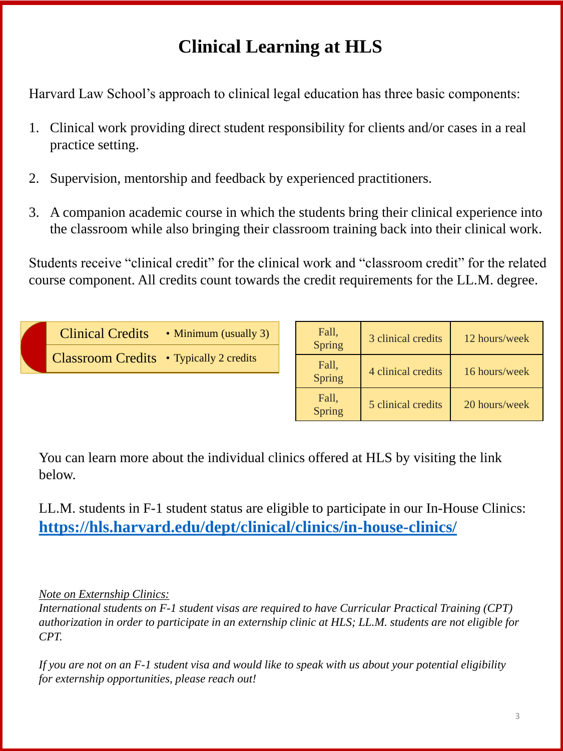# Clinical Learning at HLS

Harvard Law School's approach to clinical legal education has three basic components:

1. Clinical work providing direct student responsibility for clients and/or cases in a real practice setting.
2. Supervision, mentorship and feedback by experienced practitioners.
3. A companion academic course in which the students bring their clinical experience into the classroom while also bringing their classroom training back into their clinical work.

Students receive "clinical credit" for the clinical work and "classroom credit" for the related course component. All credits count towards the credit requirements for the LL.M. degree.

| | |
|---|---|
| Clinical Credits | • Minimum (usually 3) |
| Classroom Credits | • Typically 2 credits |

| | | |
|---|---|---|
| Fall, Spring | 3 clinical credits | 12 hours/week |
| Fall, Spring | 4 clinical credits | 16 hours/week |
| Fall, Spring | 5 clinical credits | 20 hours/week |

You can learn more about the individual clinics offered at HLS by visiting the link below.

LL.M. students in F-1 student status are eligible to participate in our In-House Clinics: **https://hls.harvard.edu/dept/clinical/clinics/in-house-clinics/**

*Note on Externship Clinics:*
*International students on F-1 student visas are required to have Curricular Practical Training (CPT) authorization in order to participate in an externship clinic at HLS; LL.M. students are not eligible for CPT.*

*If you are not on an F-1 student visa and would like to speak with us about your potential eligibility for externship opportunities, please reach out!*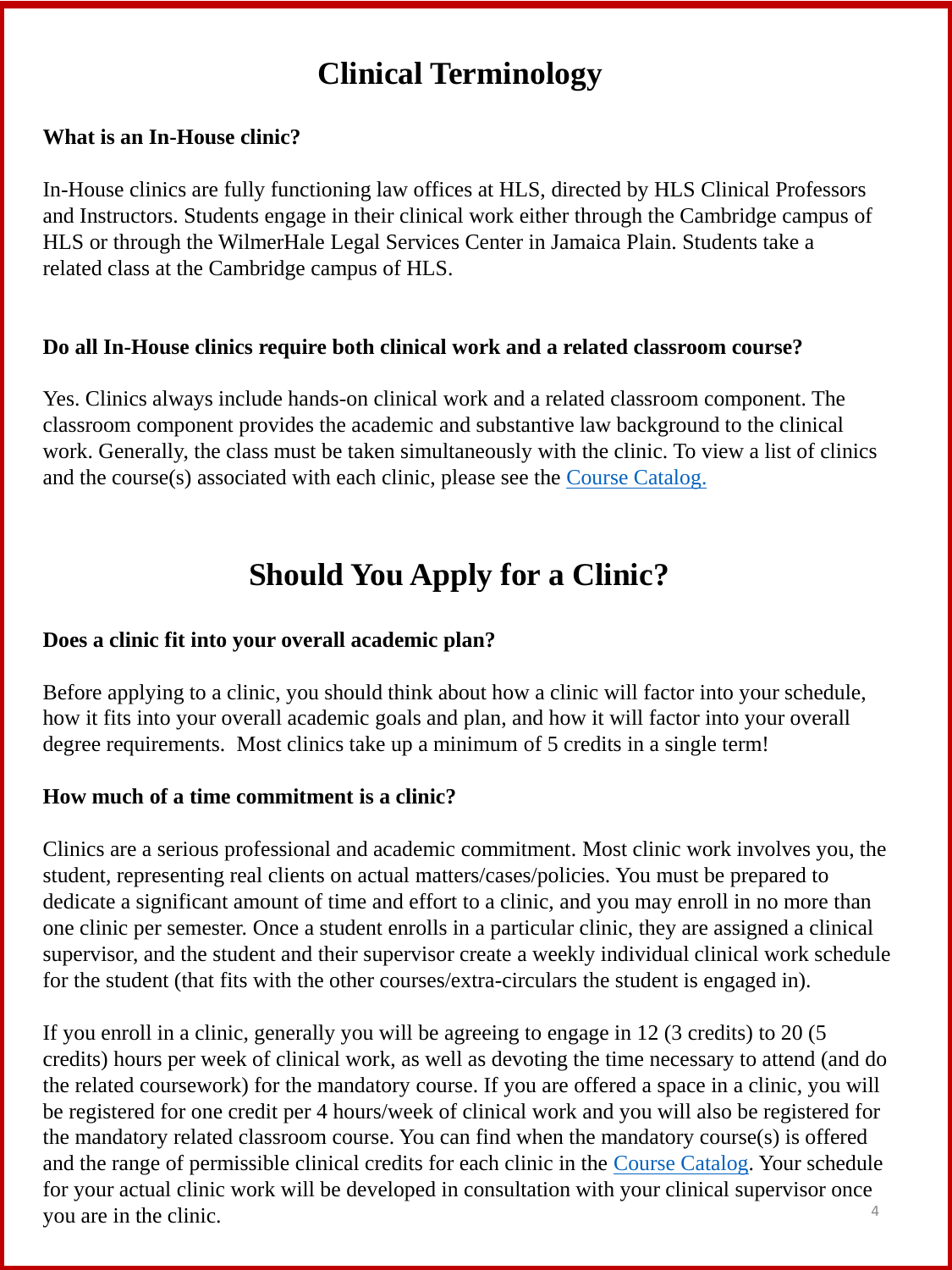# Clinical Terminology

**What is an In-House clinic?**

In-House clinics are fully functioning law offices at HLS, directed by HLS Clinical Professors and Instructors. Students engage in their clinical work either through the Cambridge campus of HLS or through the WilmerHale Legal Services Center in Jamaica Plain. Students take a related class at the Cambridge campus of HLS.

**Do all In-House clinics require both clinical work and a related classroom course?**

Yes. Clinics always include hands-on clinical work and a related classroom component. The classroom component provides the academic and substantive law background to the clinical work. Generally, the class must be taken simultaneously with the clinic. To view a list of clinics and the course(s) associated with each clinic, please see the Course Catalog.

# Should You Apply for a Clinic?

**Does a clinic fit into your overall academic plan?**

Before applying to a clinic, you should think about how a clinic will factor into your schedule, how it fits into your overall academic goals and plan, and how it will factor into your overall degree requirements. Most clinics take up a minimum of 5 credits in a single term!

**How much of a time commitment is a clinic?**

Clinics are a serious professional and academic commitment. Most clinic work involves you, the student, representing real clients on actual matters/cases/policies. You must be prepared to dedicate a significant amount of time and effort to a clinic, and you may enroll in no more than one clinic per semester. Once a student enrolls in a particular clinic, they are assigned a clinical supervisor, and the student and their supervisor create a weekly individual clinical work schedule for the student (that fits with the other courses/extra-circulars the student is engaged in).

If you enroll in a clinic, generally you will be agreeing to engage in 12 (3 credits) to 20 (5 credits) hours per week of clinical work, as well as devoting the time necessary to attend (and do the related coursework) for the mandatory course. If you are offered a space in a clinic, you will be registered for one credit per 4 hours/week of clinical work and you will also be registered for the mandatory related classroom course. You can find when the mandatory course(s) is offered and the range of permissible clinical credits for each clinic in the Course Catalog. Your schedule for your actual clinic work will be developed in consultation with your clinical supervisor once you are in the clinic.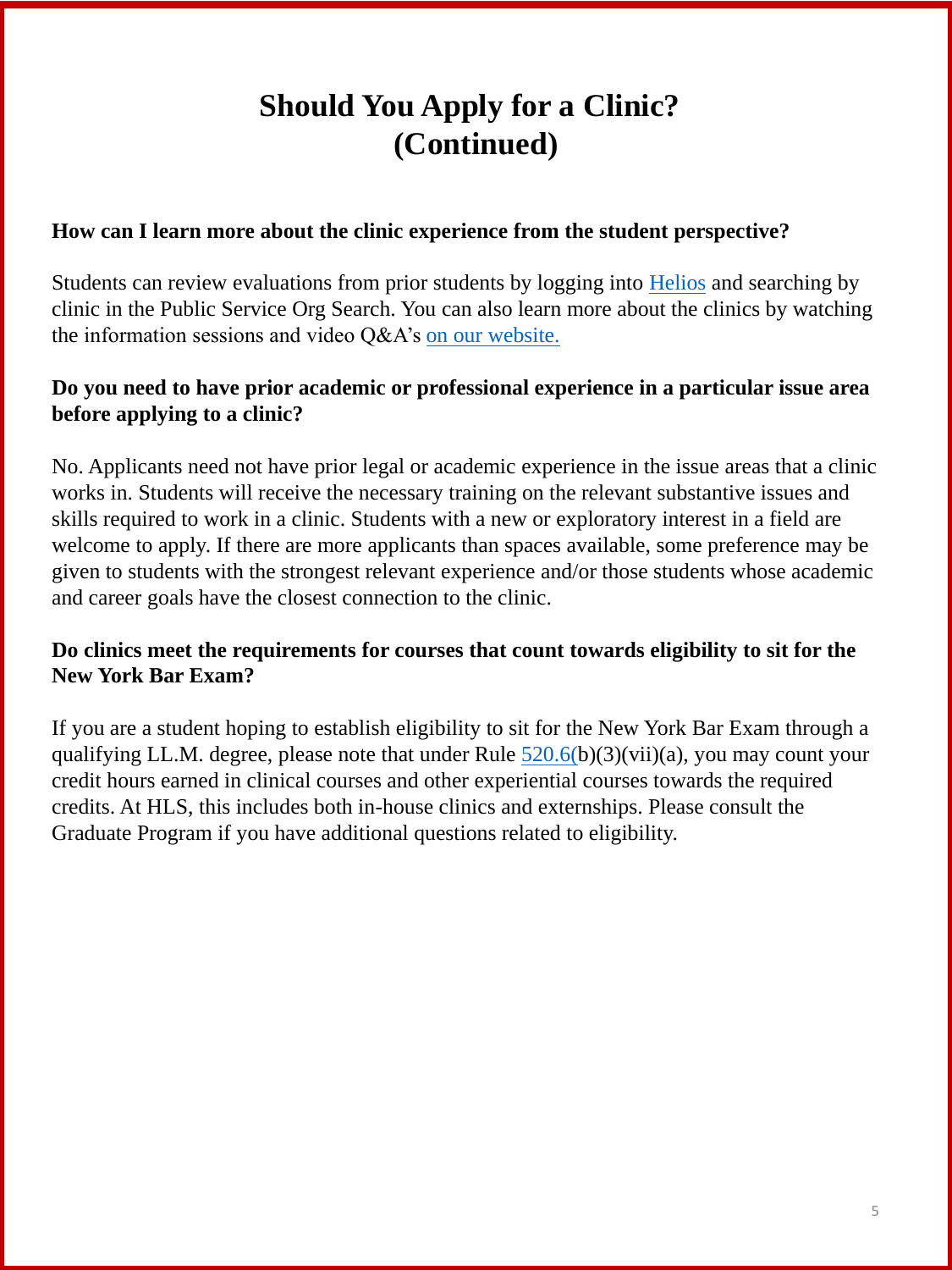# Should You Apply for a Clinic? (Continued)

**How can I learn more about the clinic experience from the student perspective?**

Students can review evaluations from prior students by logging into Helios and searching by clinic in the Public Service Org Search. You can also learn more about the clinics by watching the information sessions and video Q&A's on our website.

**Do you need to have prior academic or professional experience in a particular issue area before applying to a clinic?**

No. Applicants need not have prior legal or academic experience in the issue areas that a clinic works in. Students will receive the necessary training on the relevant substantive issues and skills required to work in a clinic. Students with a new or exploratory interest in a field are welcome to apply. If there are more applicants than spaces available, some preference may be given to students with the strongest relevant experience and/or those students whose academic and career goals have the closest connection to the clinic.

**Do clinics meet the requirements for courses that count towards eligibility to sit for the New York Bar Exam?**

If you are a student hoping to establish eligibility to sit for the New York Bar Exam through a qualifying LL.M. degree, please note that under Rule 520.6(b)(3)(vii)(a), you may count your credit hours earned in clinical courses and other experiential courses towards the required credits. At HLS, this includes both in-house clinics and externships. Please consult the Graduate Program if you have additional questions related to eligibility.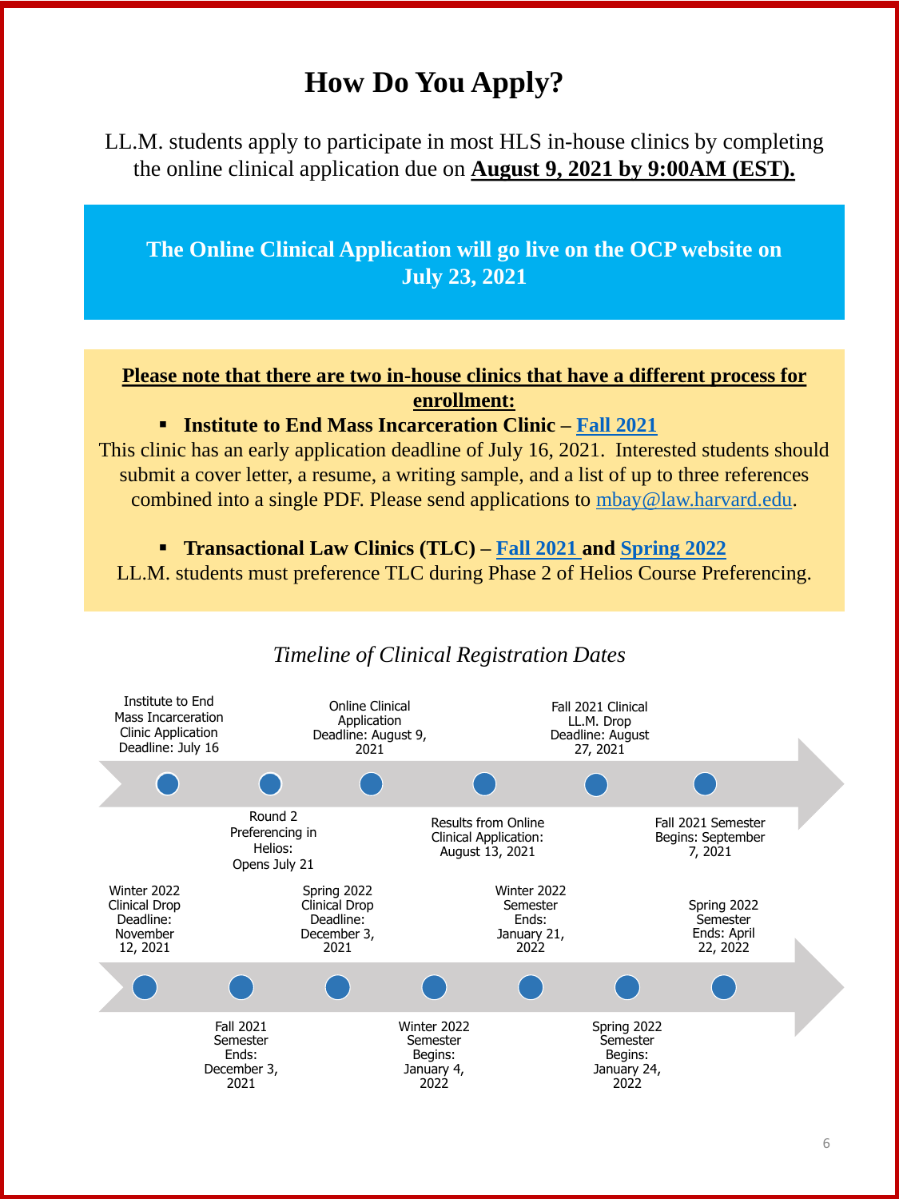# How Do You Apply?

LL.M. students apply to participate in most HLS in-house clinics by completing the online clinical application due on **August 9, 2021 by 9:00AM (EST).**

**The Online Clinical Application will go live on the OCP website on July 23, 2021**

**Please note that there are two in-house clinics that have a different process for enrollment:**

- **Institute to End Mass Incarceration Clinic – Fall 2021**

This clinic has an early application deadline of July 16, 2021. Interested students should submit a cover letter, a resume, a writing sample, and a list of up to three references combined into a single PDF. Please send applications to mbay@law.harvard.edu.

- **Transactional Law Clinics (TLC) – Fall 2021 and Spring 2022**

LL.M. students must preference TLC during Phase 2 of Helios Course Preferencing.

*Timeline of Clinical Registration Dates*

- Institute to End Mass Incarceration Clinic Application Deadline: July 16
- Round 2 Preferencing in Helios: Opens July 21
- Online Clinical Application Deadline: August 9, 2021
- Results from Online Clinical Application: August 13, 2021
- Fall 2021 Clinical LL.M. Drop Deadline: August 27, 2021
- Fall 2021 Semester Begins: September 7, 2021
- Winter 2022 Clinical Drop Deadline: November 12, 2021
- Fall 2021 Semester Ends: December 3, 2021
- Spring 2022 Clinical Drop Deadline: December 3, 2021
- Winter 2022 Semester Begins: January 4, 2022
- Winter 2022 Semester Ends: January 21, 2022
- Spring 2022 Semester Begins: January 24, 2022
- Spring 2022 Semester Ends: April 22, 2022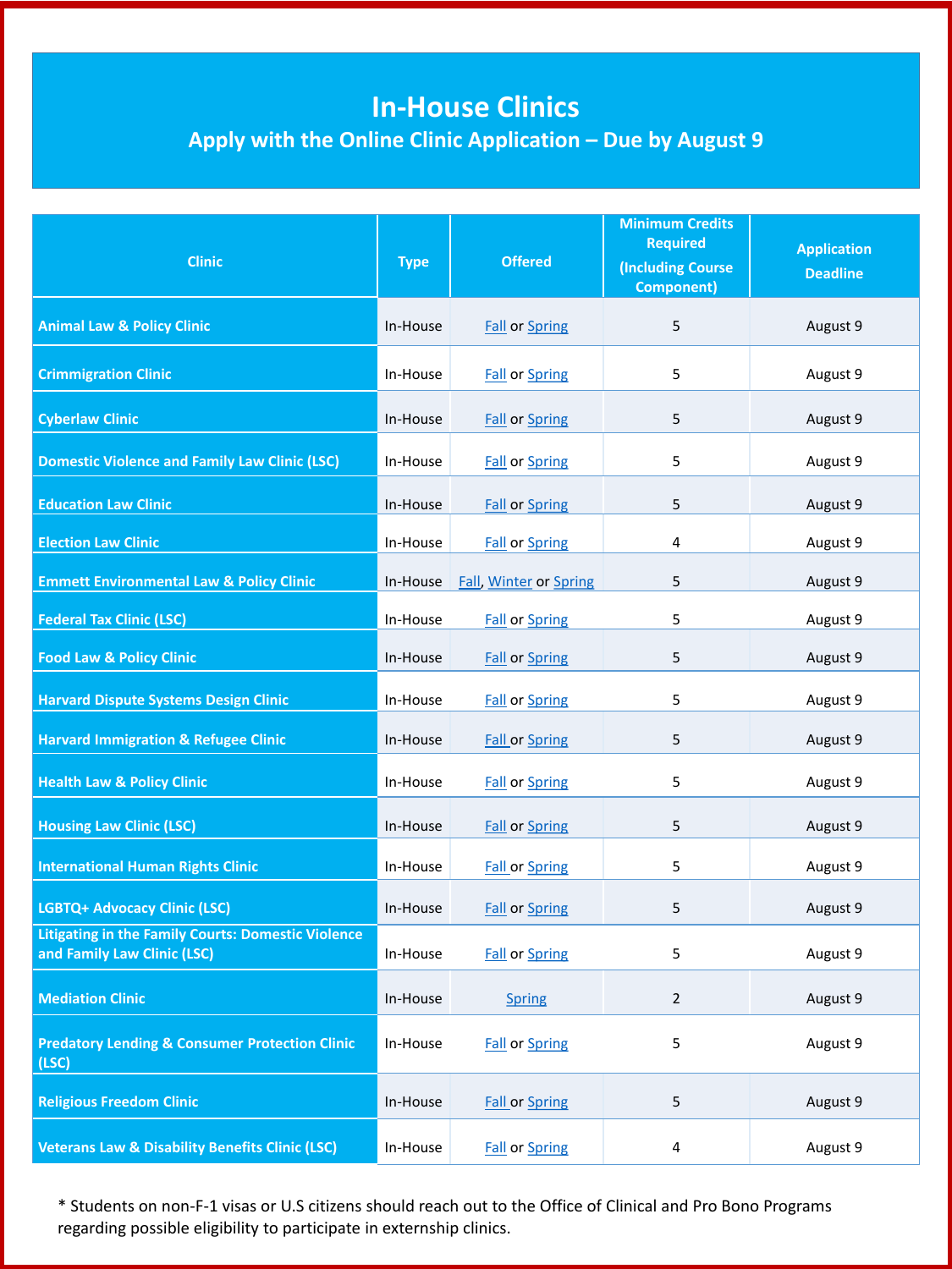# In-House Clinics

## Apply with the Online Clinic Application – Due by August 9

| Clinic | Type | Offered | Minimum Credits Required (Including Course Component) | Application Deadline |
|---|---|---|---|---|
| Animal Law & Policy Clinic | In-House | Fall or Spring | 5 | August 9 |
| Crimmigration Clinic | In-House | Fall or Spring | 5 | August 9 |
| Cyberlaw Clinic | In-House | Fall or Spring | 5 | August 9 |
| Domestic Violence and Family Law Clinic (LSC) | In-House | Fall or Spring | 5 | August 9 |
| Education Law Clinic | In-House | Fall or Spring | 5 | August 9 |
| Election Law Clinic | In-House | Fall or Spring | 4 | August 9 |
| Emmett Environmental Law & Policy Clinic | In-House | Fall, Winter or Spring | 5 | August 9 |
| Federal Tax Clinic (LSC) | In-House | Fall or Spring | 5 | August 9 |
| Food Law & Policy Clinic | In-House | Fall or Spring | 5 | August 9 |
| Harvard Dispute Systems Design Clinic | In-House | Fall or Spring | 5 | August 9 |
| Harvard Immigration & Refugee Clinic | In-House | Fall or Spring | 5 | August 9 |
| Health Law & Policy Clinic | In-House | Fall or Spring | 5 | August 9 |
| Housing Law Clinic (LSC) | In-House | Fall or Spring | 5 | August 9 |
| International Human Rights Clinic | In-House | Fall or Spring | 5 | August 9 |
| LGBTQ+ Advocacy Clinic (LSC) | In-House | Fall or Spring | 5 | August 9 |
| Litigating in the Family Courts: Domestic Violence and Family Law Clinic (LSC) | In-House | Fall or Spring | 5 | August 9 |
| Mediation Clinic | In-House | Spring | 2 | August 9 |
| Predatory Lending & Consumer Protection Clinic (LSC) | In-House | Fall or Spring | 5 | August 9 |
| Religious Freedom Clinic | In-House | Fall or Spring | 5 | August 9 |
| Veterans Law & Disability Benefits Clinic (LSC) | In-House | Fall or Spring | 4 | August 9 |

* Students on non-F-1 visas or U.S citizens should reach out to the Office of Clinical and Pro Bono Programs regarding possible eligibility to participate in externship clinics.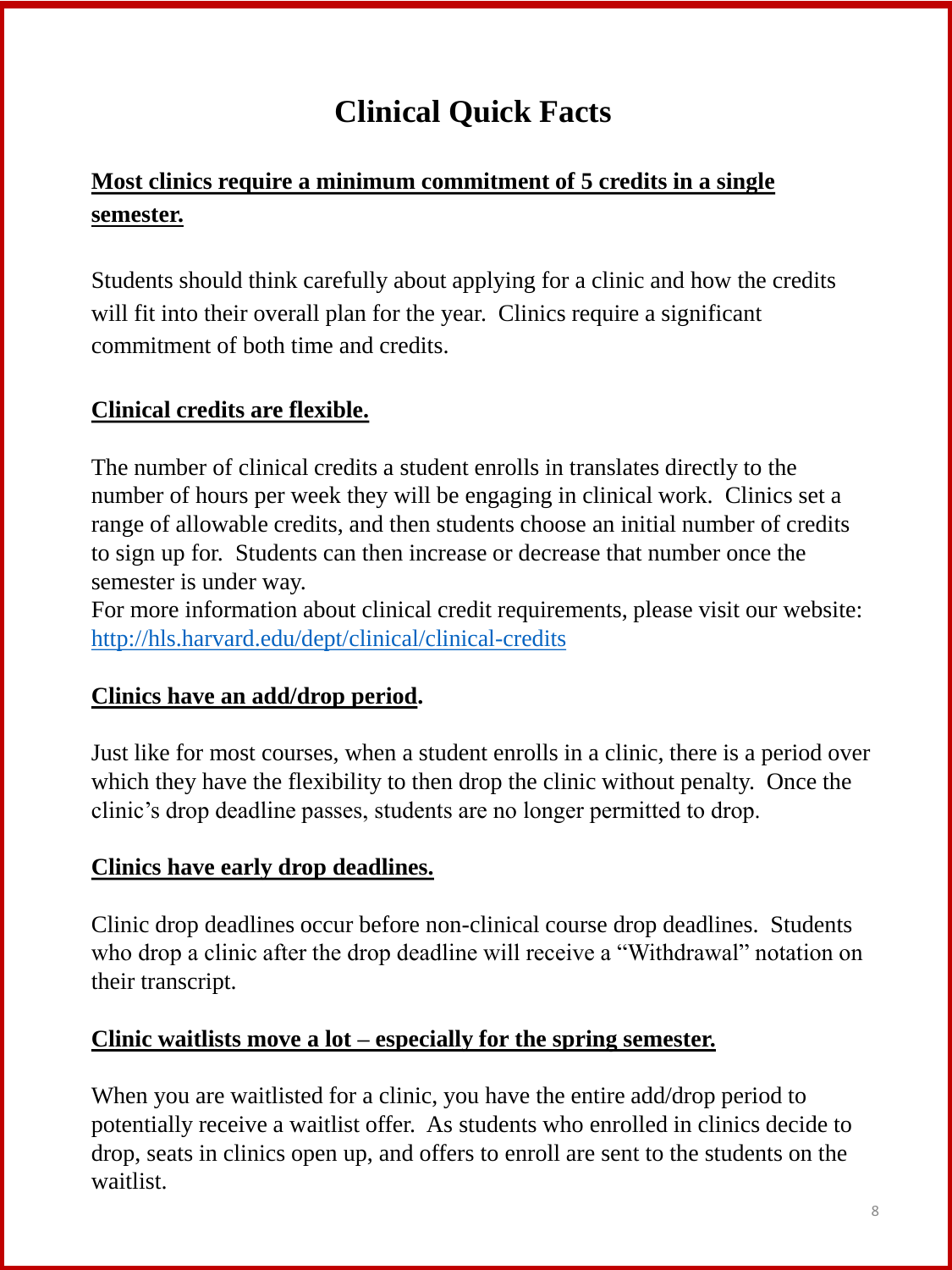# Clinical Quick Facts

**Most clinics require a minimum commitment of 5 credits in a single semester.**

Students should think carefully about applying for a clinic and how the credits will fit into their overall plan for the year. Clinics require a significant commitment of both time and credits.

**Clinical credits are flexible.**

The number of clinical credits a student enrolls in translates directly to the number of hours per week they will be engaging in clinical work. Clinics set a range of allowable credits, and then students choose an initial number of credits to sign up for. Students can then increase or decrease that number once the semester is under way.
For more information about clinical credit requirements, please visit our website: [http://hls.harvard.edu/dept/clinical/clinical-credits](http://hls.harvard.edu/dept/clinical/clinical-credits)

**Clinics have an add/drop period.**

Just like for most courses, when a student enrolls in a clinic, there is a period over which they have the flexibility to then drop the clinic without penalty. Once the clinic's drop deadline passes, students are no longer permitted to drop.

**Clinics have early drop deadlines.**

Clinic drop deadlines occur before non-clinical course drop deadlines. Students who drop a clinic after the drop deadline will receive a "Withdrawal" notation on their transcript.

**Clinic waitlists move a lot – especially for the spring semester.**

When you are waitlisted for a clinic, you have the entire add/drop period to potentially receive a waitlist offer. As students who enrolled in clinics decide to drop, seats in clinics open up, and offers to enroll are sent to the students on the waitlist.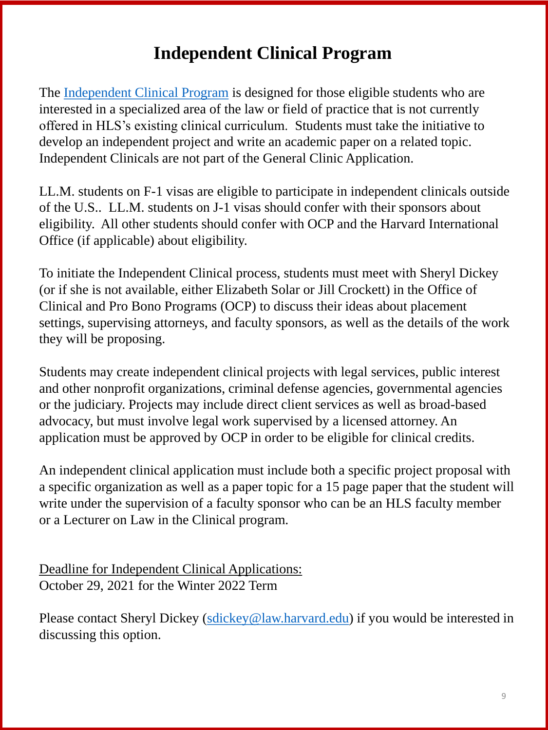# Independent Clinical Program

The Independent Clinical Program is designed for those eligible students who are interested in a specialized area of the law or field of practice that is not currently offered in HLS's existing clinical curriculum. Students must take the initiative to develop an independent project and write an academic paper on a related topic. Independent Clinicals are not part of the General Clinic Application.

LL.M. students on F-1 visas are eligible to participate in independent clinicals outside of the U.S.. LL.M. students on J-1 visas should confer with their sponsors about eligibility. All other students should confer with OCP and the Harvard International Office (if applicable) about eligibility.

To initiate the Independent Clinical process, students must meet with Sheryl Dickey (or if she is not available, either Elizabeth Solar or Jill Crockett) in the Office of Clinical and Pro Bono Programs (OCP) to discuss their ideas about placement settings, supervising attorneys, and faculty sponsors, as well as the details of the work they will be proposing.

Students may create independent clinical projects with legal services, public interest and other nonprofit organizations, criminal defense agencies, governmental agencies or the judiciary. Projects may include direct client services as well as broad-based advocacy, but must involve legal work supervised by a licensed attorney. An application must be approved by OCP in order to be eligible for clinical credits.

An independent clinical application must include both a specific project proposal with a specific organization as well as a paper topic for a 15 page paper that the student will write under the supervision of a faculty sponsor who can be an HLS faculty member or a Lecturer on Law in the Clinical program.

Deadline for Independent Clinical Applications:
October 29, 2021 for the Winter 2022 Term

Please contact Sheryl Dickey (sdickey@law.harvard.edu) if you would be interested in discussing this option.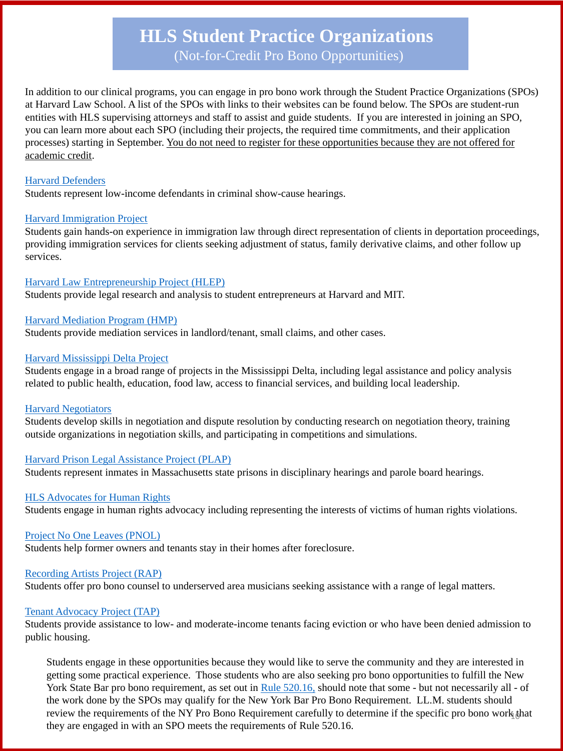# HLS Student Practice Organizations

(Not-for-Credit Pro Bono Opportunities)

In addition to our clinical programs, you can engage in pro bono work through the Student Practice Organizations (SPOs) at Harvard Law School. A list of the SPOs with links to their websites can be found below. The SPOs are student-run entities with HLS supervising attorneys and staff to assist and guide students. If you are interested in joining an SPO, you can learn more about each SPO (including their projects, the required time commitments, and their application processes) starting in September. You do not need to register for these opportunities because they are not offered for academic credit.

Harvard Defenders
Students represent low-income defendants in criminal show-cause hearings.

Harvard Immigration Project
Students gain hands-on experience in immigration law through direct representation of clients in deportation proceedings, providing immigration services for clients seeking adjustment of status, family derivative claims, and other follow up services.

Harvard Law Entrepreneurship Project (HLEP)
Students provide legal research and analysis to student entrepreneurs at Harvard and MIT.

Harvard Mediation Program (HMP)
Students provide mediation services in landlord/tenant, small claims, and other cases.

Harvard Mississippi Delta Project
Students engage in a broad range of projects in the Mississippi Delta, including legal assistance and policy analysis related to public health, education, food law, access to financial services, and building local leadership.

Harvard Negotiators
Students develop skills in negotiation and dispute resolution by conducting research on negotiation theory, training outside organizations in negotiation skills, and participating in competitions and simulations.

Harvard Prison Legal Assistance Project (PLAP)
Students represent inmates in Massachusetts state prisons in disciplinary hearings and parole board hearings.

HLS Advocates for Human Rights
Students engage in human rights advocacy including representing the interests of victims of human rights violations.

Project No One Leaves (PNOL)
Students help former owners and tenants stay in their homes after foreclosure.

Recording Artists Project (RAP)
Students offer pro bono counsel to underserved area musicians seeking assistance with a range of legal matters.

Tenant Advocacy Project (TAP)
Students provide assistance to low- and moderate-income tenants facing eviction or who have been denied admission to public housing.

Students engage in these opportunities because they would like to serve the community and they are interested in getting some practical experience. Those students who are also seeking pro bono opportunities to fulfill the New York State Bar pro bono requirement, as set out in Rule 520.16, should note that some - but not necessarily all - of the work done by the SPOs may qualify for the New York Bar Pro Bono Requirement. LL.M. students should review the requirements of the NY Pro Bono Requirement carefully to determine if the specific pro bono work that they are engaged in with an SPO meets the requirements of Rule 520.16.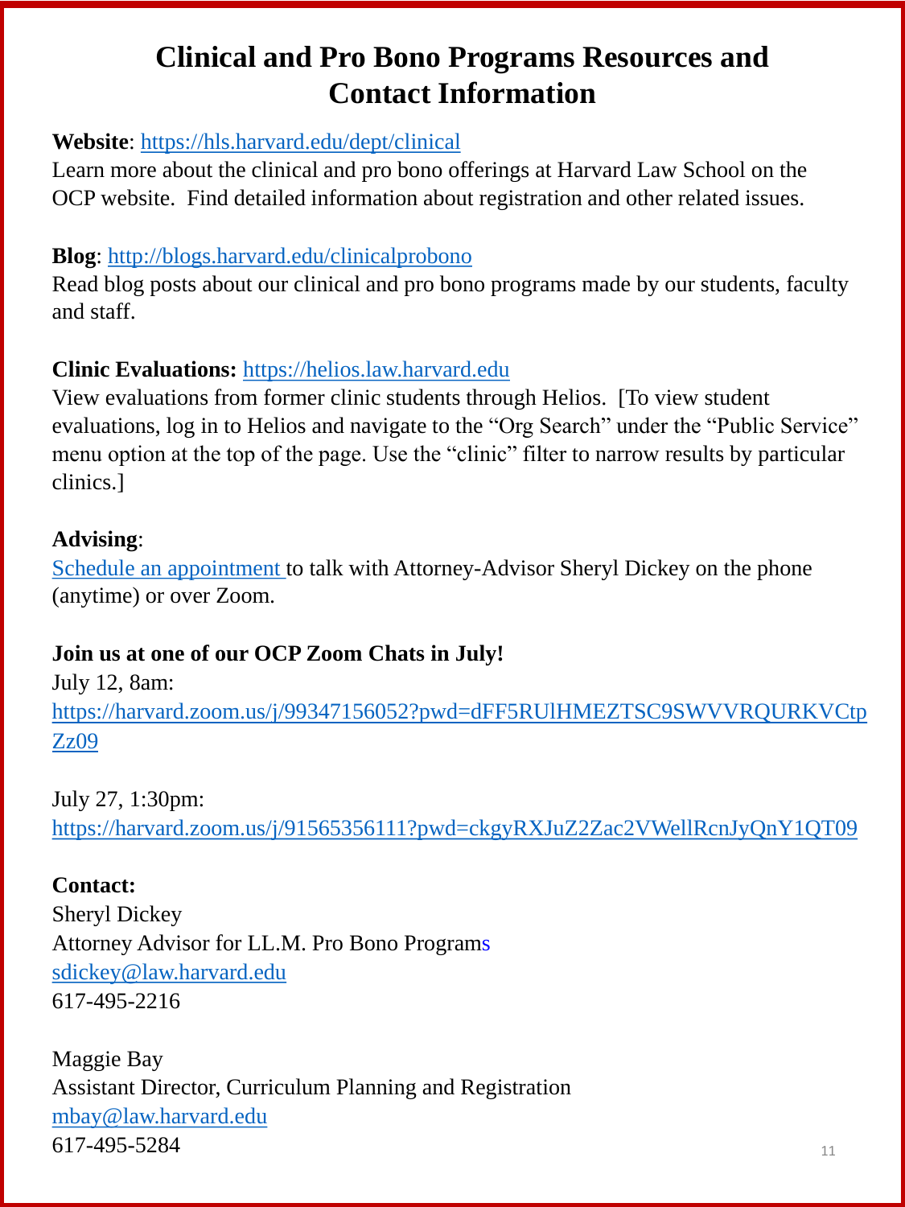# Clinical and Pro Bono Programs Resources and Contact Information

**Website**: https://hls.harvard.edu/dept/clinical
Learn more about the clinical and pro bono offerings at Harvard Law School on the OCP website. Find detailed information about registration and other related issues.

**Blog**: http://blogs.harvard.edu/clinicalprobono
Read blog posts about our clinical and pro bono programs made by our students, faculty and staff.

**Clinic Evaluations:** https://helios.law.harvard.edu
View evaluations from former clinic students through Helios. [To view student evaluations, log in to Helios and navigate to the "Org Search" under the "Public Service" menu option at the top of the page. Use the "clinic" filter to narrow results by particular clinics.]

**Advising**:
Schedule an appointment to talk with Attorney-Advisor Sheryl Dickey on the phone (anytime) or over Zoom.

**Join us at one of our OCP Zoom Chats in July!**
July 12, 8am:
https://harvard.zoom.us/j/99347156052?pwd=dFF5RUlHMEZTSC9SWVVRQURKVCtpZz09

July 27, 1:30pm:
https://harvard.zoom.us/j/91565356111?pwd=ckgyRXJuZ2Zac2VWellRcnJyQnY1QT09

**Contact:**
Sheryl Dickey
Attorney Advisor for LL.M. Pro Bono Programs
sdickey@law.harvard.edu
617-495-2216

Maggie Bay
Assistant Director, Curriculum Planning and Registration
mbay@law.harvard.edu
617-495-5284